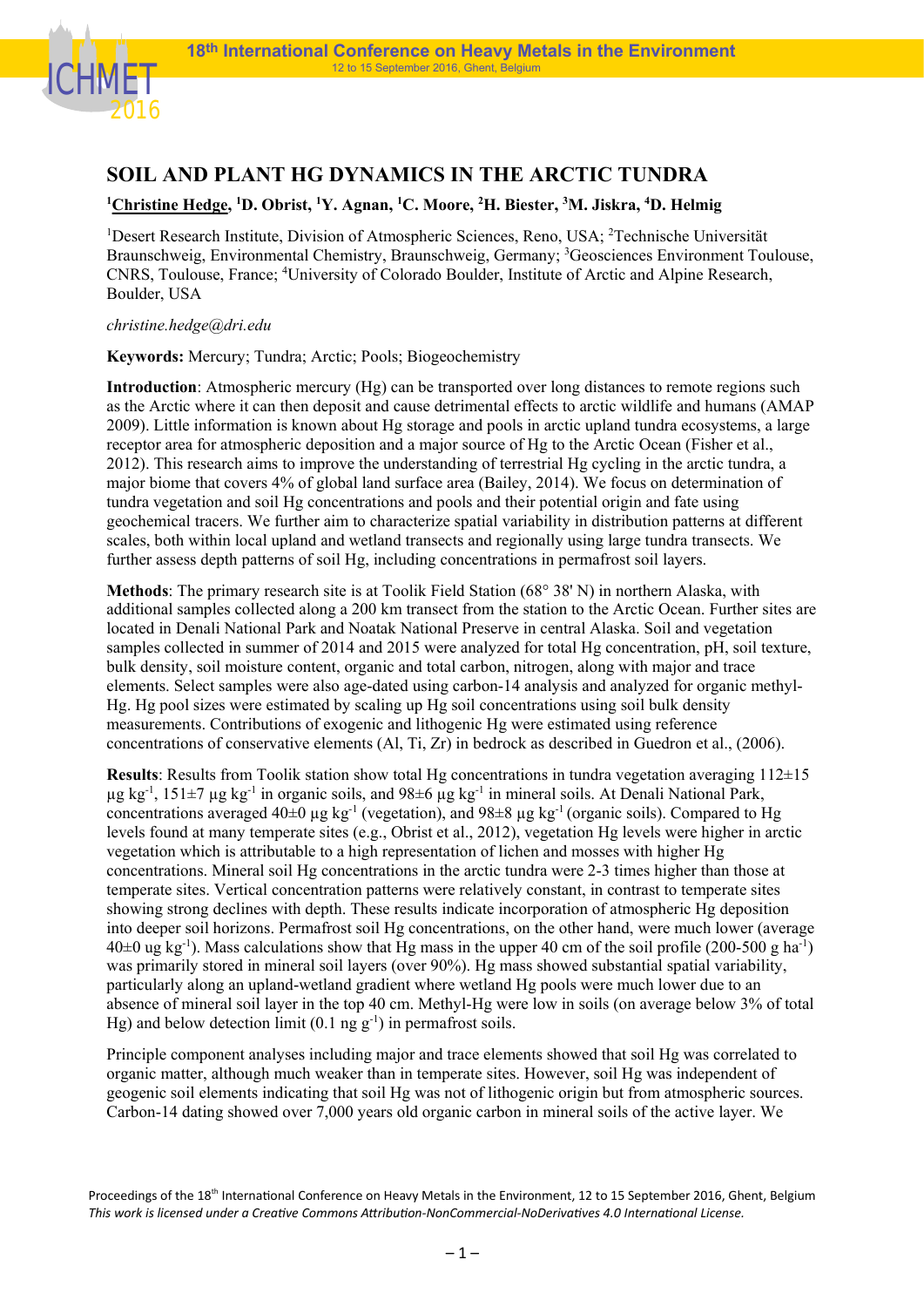# SOIL AND PLANT HG DYNAMICS IN THE ARCTIC TUNDRA

**[1]Christine Hedge, [1]D. Obrist, [1]Y. Agnan, [1]C. Moore, [2]H. Biester, [3]M. Jiskra, [4]D. Helmig**

[1]Desert Research Institute, Division of Atmospheric Sciences, Reno, USA; [2]Technische Universität Braunschweig, Environmental Chemistry, Braunschweig, Germany; [3]Geosciences Environment Toulouse, CNRS, Toulouse, France; [4]University of Colorado Boulder, Institute of Arctic and Alpine Research, Boulder, USA

*christine.hedge@dri.edu*

**Keywords:** Mercury; Tundra; Arctic; Pools; Biogeochemistry

**Introduction**: Atmospheric mercury (Hg) can be transported over long distances to remote regions such as the Arctic where it can then deposit and cause detrimental effects to arctic wildlife and humans (AMAP 2009). Little information is known about Hg storage and pools in arctic upland tundra ecosystems, a large receptor area for atmospheric deposition and a major source of Hg to the Arctic Ocean (Fisher et al., 2012). This research aims to improve the understanding of terrestrial Hg cycling in the arctic tundra, a major biome that covers 4% of global land surface area (Bailey, 2014). We focus on determination of tundra vegetation and soil Hg concentrations and pools and their potential origin and fate using geochemical tracers. We further aim to characterize spatial variability in distribution patterns at different scales, both within local upland and wetland transects and regionally using large tundra transects. We further assess depth patterns of soil Hg, including concentrations in permafrost soil layers.

**Methods**: The primary research site is at Toolik Field Station (68° 38' N) in northern Alaska, with additional samples collected along a 200 km transect from the station to the Arctic Ocean. Further sites are located in Denali National Park and Noatak National Preserve in central Alaska. Soil and vegetation samples collected in summer of 2014 and 2015 were analyzed for total Hg concentration, pH, soil texture, bulk density, soil moisture content, organic and total carbon, nitrogen, along with major and trace elements. Select samples were also age-dated using carbon-14 analysis and analyzed for organic methyl-Hg. Hg pool sizes were estimated by scaling up Hg soil concentrations using soil bulk density measurements. Contributions of exogenic and lithogenic Hg were estimated using reference concentrations of conservative elements (Al, Ti, Zr) in bedrock as described in Guedron et al., (2006).

**Results**: Results from Toolik station show total Hg concentrations in tundra vegetation averaging 112±15 µg $kg^{-1}$, 151±7 µg $kg^{-1}$ in organic soils, and 98±6 µg $kg^{-1}$ in mineral soils. At Denali National Park, concentrations averaged 40±0 µg $kg^{-1}$ (vegetation), and 98±8 µg $kg^{-1}$ (organic soils). Compared to Hg levels found at many temperate sites (e.g., Obrist et al., 2012), vegetation Hg levels were higher in arctic vegetation which is attributable to a high representation of lichen and mosses with higher Hg concentrations. Mineral soil Hg concentrations in the arctic tundra were 2-3 times higher than those at temperate sites. Vertical concentration patterns were relatively constant, in contrast to temperate sites showing strong declines with depth. These results indicate incorporation of atmospheric Hg deposition into deeper soil horizons. Permafrost soil Hg concentrations, on the other hand, were much lower (average 40±0 ug $kg^{-1}$). Mass calculations show that Hg mass in the upper 40 cm of the soil profile (200-500 g $ha^{-1}$) was primarily stored in mineral soil layers (over 90%). Hg mass showed substantial spatial variability, particularly along an upland-wetland gradient where wetland Hg pools were much lower due to an absence of mineral soil layer in the top 40 cm. Methyl-Hg were low in soils (on average below 3% of total Hg) and below detection limit (0.1 ng $g^{-1}$) in permafrost soils.

Principle component analyses including major and trace elements showed that soil Hg was correlated to organic matter, although much weaker than in temperate sites. However, soil Hg was independent of geogenic soil elements indicating that soil Hg was not of lithogenic origin but from atmospheric sources. Carbon-14 dating showed over 7,000 years old organic carbon in mineral soils of the active layer. We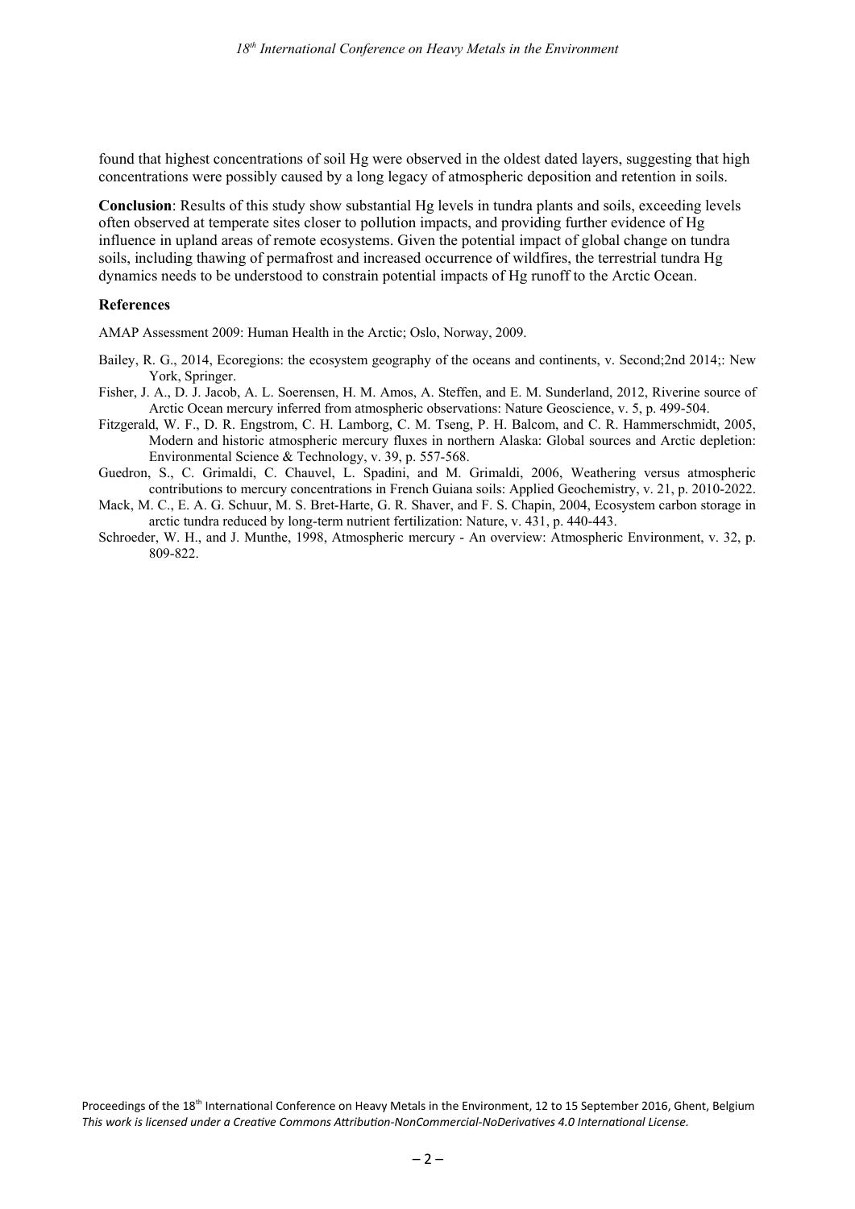found that highest concentrations of soil Hg were observed in the oldest dated layers, suggesting that high concentrations were possibly caused by a long legacy of atmospheric deposition and retention in soils.

**Conclusion**: Results of this study show substantial Hg levels in tundra plants and soils, exceeding levels often observed at temperate sites closer to pollution impacts, and providing further evidence of Hg influence in upland areas of remote ecosystems. Given the potential impact of global change on tundra soils, including thawing of permafrost and increased occurrence of wildfires, the terrestrial tundra Hg dynamics needs to be understood to constrain potential impacts of Hg runoff to the Arctic Ocean.

## References

AMAP Assessment 2009: Human Health in the Arctic; Oslo, Norway, 2009.

Bailey, R. G., 2014, Ecoregions: the ecosystem geography of the oceans and continents, v. Second;2nd 2014;: New York, Springer.

Fisher, J. A., D. J. Jacob, A. L. Soerensen, H. M. Amos, A. Steffen, and E. M. Sunderland, 2012, Riverine source of Arctic Ocean mercury inferred from atmospheric observations: Nature Geoscience, v. 5, p. 499-504.

Fitzgerald, W. F., D. R. Engstrom, C. H. Lamborg, C. M. Tseng, P. H. Balcom, and C. R. Hammerschmidt, 2005, Modern and historic atmospheric mercury fluxes in northern Alaska: Global sources and Arctic depletion: Environmental Science & Technology, v. 39, p. 557-568.

Guedron, S., C. Grimaldi, C. Chauvel, L. Spadini, and M. Grimaldi, 2006, Weathering versus atmospheric contributions to mercury concentrations in French Guiana soils: Applied Geochemistry, v. 21, p. 2010-2022.

Mack, M. C., E. A. G. Schuur, M. S. Bret-Harte, G. R. Shaver, and F. S. Chapin, 2004, Ecosystem carbon storage in arctic tundra reduced by long-term nutrient fertilization: Nature, v. 431, p. 440-443.

Schroeder, W. H., and J. Munthe, 1998, Atmospheric mercury - An overview: Atmospheric Environment, v. 32, p. 809-822.